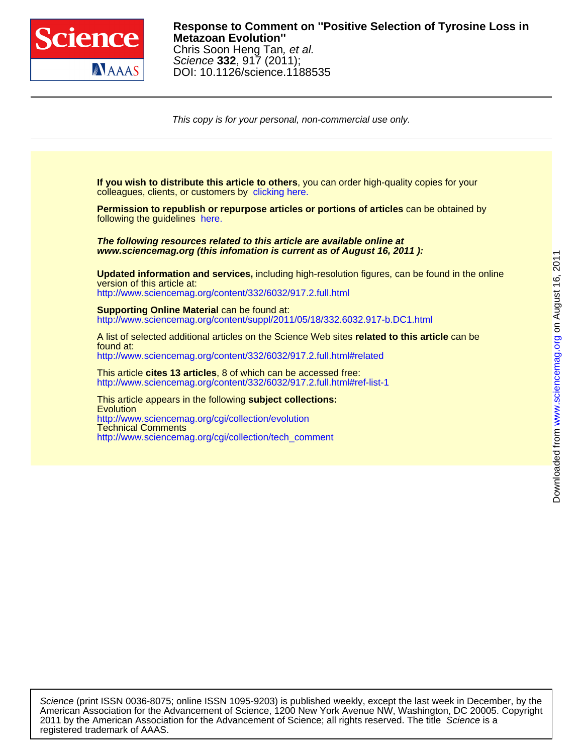# Response to Comment on "Positive Selection of Tyrosine Loss in Metazoan Evolution"

Chris Soon Heng Tan, *et al.*
*Science* **332**, 917 (2011);
DOI: 10.1126/science.1188535

*This copy is for your personal, non-commercial use only.*

**If you wish to distribute this article to others**, you can order high-quality copies for your colleagues, clients, or customers by clicking here.

**Permission to republish or repurpose articles or portions of articles** can be obtained by following the guidelines here.

***The following resources related to this article are available online at www.sciencemag.org (this infomation is current as of August 16, 2011 ):***

**Updated information and services,** including high-resolution figures, can be found in the online version of this article at:
http://www.sciencemag.org/content/332/6032/917.2.full.html

**Supporting Online Material** can be found at:
http://www.sciencemag.org/content/suppl/2011/05/18/332.6032.917-b.DC1.html

A list of selected additional articles on the Science Web sites **related to this article** can be found at:
http://www.sciencemag.org/content/332/6032/917.2.full.html#related

This article **cites 13 articles**, 8 of which can be accessed free:
http://www.sciencemag.org/content/332/6032/917.2.full.html#ref-list-1

This article appears in the following **subject collections:**
Evolution
http://www.sciencemag.org/cgi/collection/evolution
Technical Comments
http://www.sciencemag.org/cgi/collection/tech_comment

*Science* (print ISSN 0036-8075; online ISSN 1095-9203) is published weekly, except the last week in December, by the American Association for the Advancement of Science, 1200 New York Avenue NW, Washington, DC 20005. Copyright 2011 by the American Association for the Advancement of Science; all rights reserved. The title *Science* is a registered trademark of AAAS.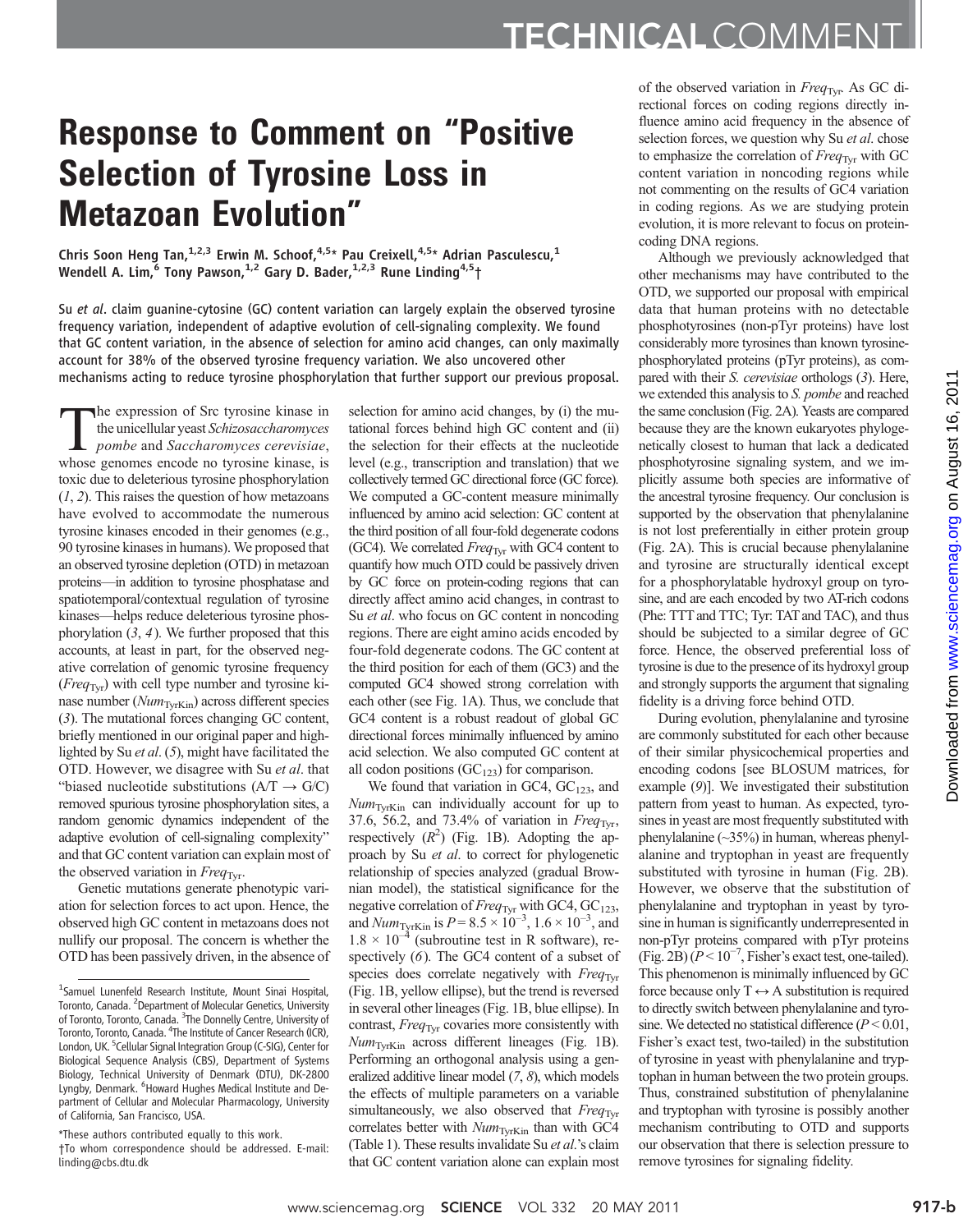# Response to Comment on "Positive Selection of Tyrosine Loss in Metazoan Evolution"

Chris Soon Heng Tan,[1,2,3] Erwin M. Schoof,[4,5*] Pau Creixell,[4,5*] Adrian Pasculescu,[1] Wendell A. Lim,[6] Tony Pawson,[1,2] Gary D. Bader,[1,2,3] Rune Linding[4,5†]

Su *et al.* claim guanine-cytosine (GC) content variation can largely explain the observed tyrosine frequency variation, independent of adaptive evolution of cell-signaling complexity. We found that GC content variation, in the absence of selection for amino acid changes, can only maximally account for 38% of the observed tyrosine frequency variation. We also uncovered other mechanisms acting to reduce tyrosine phosphorylation that further support our previous proposal.

The expression of Src tyrosine kinase in the unicellular yeast *Schizosaccharomyces pombe* and *Saccharomyces cerevisiae*, whose genomes encode no tyrosine kinase, is toxic due to deleterious tyrosine phosphorylation (*1*, *2*). This raises the question of how metazoans have evolved to accommodate the numerous tyrosine kinases encoded in their genomes (e.g., 90 tyrosine kinases in humans). We proposed that an observed tyrosine depletion (OTD) in metazoan proteins—in addition to tyrosine phosphatase and spatiotemporal/contextual regulation of tyrosine kinases—helps reduce deleterious tyrosine phosphorylation (*3*, *4*). We further proposed that this accounts, at least in part, for the observed negative correlation of genomic tyrosine frequency ($Freq_{Tyr}$) with cell type number and tyrosine kinase number ($Num_{TyrKin}$) across different species (*3*). The mutational forces changing GC content, briefly mentioned in our original paper and highlighted by Su *et al.* (*5*), might have facilitated the OTD. However, we disagree with Su *et al.* that "biased nucleotide substitutions (A/T → G/C) removed spurious tyrosine phosphorylation sites, a random genomic dynamics independent of the adaptive evolution of cell-signaling complexity" and that GC content variation can explain most of the observed variation in $Freq_{Tyr}$.

Genetic mutations generate phenotypic variation for selection forces to act upon. Hence, the observed high GC content in metazoans does not nullify our proposal. The concern is whether the OTD has been passively driven, in the absence of selection for amino acid changes, by (i) the mutational forces behind high GC content and (ii) the selection for their effects at the nucleotide level (e.g., transcription and translation) that we collectively termed GC directional force (GC force). We computed a GC-content measure minimally influenced by amino acid selection: GC content at the third position of all four-fold degenerate codons (GC4). We correlated $Freq_{Tyr}$ with GC4 content to quantify how much OTD could be passively driven by GC force on protein-coding regions that can directly affect amino acid changes, in contrast to Su *et al.* who focus on GC content in noncoding regions. There are eight amino acids encoded by four-fold degenerate codons. The GC content at the third position for each of them (GC3) and the computed GC4 showed strong correlation with each other (see Fig. 1A). Thus, we conclude that GC4 content is a robust readout of global GC directional forces minimally influenced by amino acid selection. We also computed GC content at all codon positions ($GC_{123}$) for comparison.

We found that variation in GC4, $GC_{123}$, and $Num_{TyrKin}$ can individually account for up to 37.6, 56.2, and 73.4% of variation in $Freq_{Tyr}$, respectively ($R^2$) (Fig. 1B). Adopting the approach by Su *et al.* to correct for phylogenetic relationship of species analyzed (gradual Brownian model), the statistical significance for the negative correlation of $Freq_{Tyr}$ with GC4, $GC_{123}$, and $Num_{TyrKin}$ is $P = 8.5 \times 10^{-3}$, $1.6 \times 10^{-3}$, and $1.8 \times 10^{-4}$ (subroutine test in R software), respectively (*6*). The GC4 content of a subset of species does correlate negatively with $Freq_{Tyr}$ (Fig. 1B, yellow ellipse), but the trend is reversed in several other lineages (Fig. 1B, blue ellipse). In contrast, $Freq_{Tyr}$ covaries more consistently with $Num_{TyrKin}$ across different lineages (Fig. 1B). Performing an orthogonal analysis using a generalized additive linear model (*7*, *8*), which models the effects of multiple parameters on a variable simultaneously, we also observed that $Freq_{Tyr}$ correlates better with $Num_{TyrKin}$ than with GC4 (Table 1). These results invalidate Su *et al.*'s claim that GC content variation alone can explain most of the observed variation in $Freq_{Tyr}$. As GC directional forces on coding regions directly influence amino acid frequency in the absence of selection forces, we question why Su *et al.* chose to emphasize the correlation of $Freq_{Tyr}$ with GC content variation in noncoding regions while not commenting on the results of GC4 variation in coding regions. As we are studying protein evolution, it is more relevant to focus on protein-coding DNA regions.

Although we previously acknowledged that other mechanisms may have contributed to the OTD, we supported our proposal with empirical data that human proteins with no detectable phosphotyrosines (non-pTyr proteins) have lost considerably more tyrosines than known tyrosine-phosphorylated proteins (pTyr proteins), as compared with their *S. cerevisiae* orthologs (*3*). Here, we extended this analysis to *S. pombe* and reached the same conclusion (Fig. 2A). Yeasts are compared because they are the known eukaryotes phylogenetically closest to human that lack a dedicated phosphotyrosine signaling system, and we implicitly assume both species are informative of the ancestral tyrosine frequency. Our conclusion is supported by the observation that phenylalanine is not lost preferentially in either protein group (Fig. 2A). This is crucial because phenylalanine and tyrosine are structurally identical except for a phosphorylatable hydroxyl group on tyrosine, and are each encoded by two AT-rich codons (Phe: TTT and TTC; Tyr: TAT and TAC), and thus should be subjected to a similar degree of GC force. Hence, the observed preferential loss of tyrosine is due to the presence of its hydroxyl group and strongly supports the argument that signaling fidelity is a driving force behind OTD.

During evolution, phenylalanine and tyrosine are commonly substituted for each other because of their similar physicochemical properties and encoding codons [see BLOSUM matrices, for example (*9*)]. We investigated their substitution pattern from yeast to human. As expected, tyrosines in yeast are most frequently substituted with phenylalanine (~35%) in human, whereas phenylalanine and tryptophan in yeast are frequently substituted with tyrosine in human (Fig. 2B). However, we observe that the substitution of phenylalanine and tryptophan in yeast by tyrosine in human is significantly underrepresented in non-pTyr proteins compared with pTyr proteins (Fig. 2B) ($P < 10^{-7}$, Fisher's exact test, one-tailed). This phenomenon is minimally influenced by GC force because only T ↔ A substitution is required to directly switch between phenylalanine and tyrosine. We detected no statistical difference ($P < 0.01$, Fisher's exact test, two-tailed) in the substitution of tyrosine in yeast with phenylalanine and tryptophan in human between the two protein groups. Thus, constrained substitution of phenylalanine and tryptophan with tyrosine is possibly another mechanism contributing to OTD and supports our observation that there is selection pressure to remove tyrosines for signaling fidelity.

---

[1] Samuel Lunenfeld Research Institute, Mount Sinai Hospital, Toronto, Canada. [2] Department of Molecular Genetics, University of Toronto, Toronto, Canada. [3] The Donnelly Centre, University of Toronto, Toronto, Canada. [4] The Institute of Cancer Research (ICR), London, UK. [5] Cellular Signal Integration Group (C-SIG), Center for Biological Sequence Analysis (CBS), Department of Systems Biology, Technical University of Denmark (DTU), DK-2800 Lyngby, Denmark. [6] Howard Hughes Medical Institute and Department of Cellular and Molecular Pharmacology, University of California, San Francisco, USA.

*These authors contributed equally to this work.

†To whom correspondence should be addressed. E-mail: linding@cbs.dtu.dk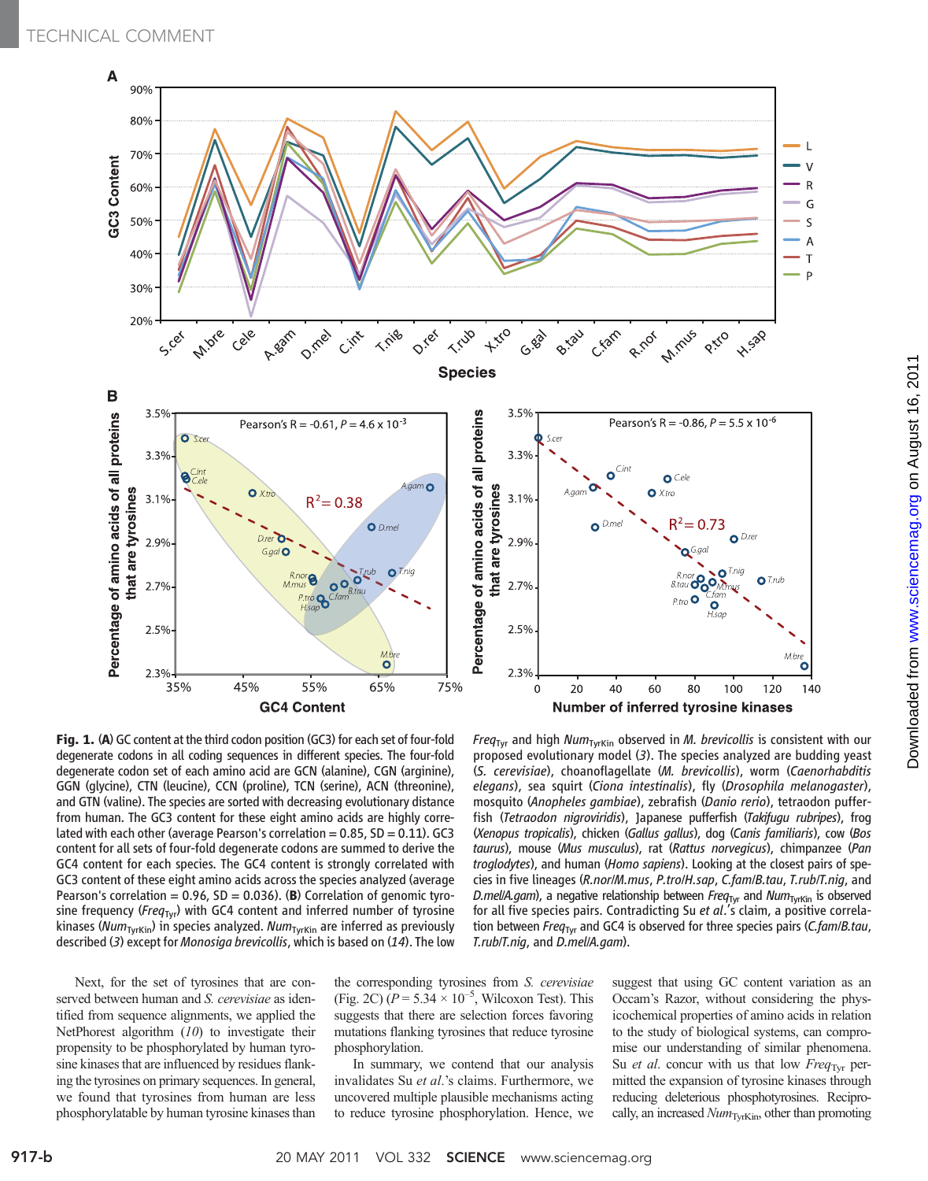A

90%
80%
70%
60%
50%
40%
30%
20%

GC3 Content

S.cer M.bre Cele A.gam D.mel C.int T.nig D.rer T.rub X.tro G.gal B.tau C.fam R.nor M.mus P.tro H.sap

Species

L
V
R
G
S
A
T
P

B

Pearson's R = -0.61, P = 4.6 x $10^{-3}$

$R^2$= 0.38

Percentage of amino acids of all proteins that are tyrosines

3.5%
3.3%
3.1%
2.9%
2.7%
2.5%
2.3%

35% 45% 55% 65% 75%

GC4 Content

Pearson's R = -0.86, P = 5.5 x $10^{-6}$

$R^2$= 0.73

Percentage of amino acids of all proteins that are tyrosines

3.5%
3.3%
3.1%
2.9%
2.7%
2.5%
2.3%

0 20 40 60 80 100 120 140

Number of inferred tyrosine kinases

**Fig. 1.** (**A**) GC content at the third codon position (GC3) for each set of four-fold degenerate codons in all coding sequences in different species. The four-fold degenerate codon set of each amino acid are GCN (alanine), CGN (arginine), GGN (glycine), CTN (leucine), CCN (proline), TCN (serine), ACN (threonine), and GTN (valine). The species are sorted with decreasing evolutionary distance from human. The GC3 content for these eight amino acids are highly correlated with each other (average Pearson's correlation = 0.85, SD = 0.11). GC3 content for all sets of four-fold degenerate codons are summed to derive the GC4 content for each species. The GC4 content is strongly correlated with GC3 content of these eight amino acids across the species analyzed (average Pearson's correlation = 0.96, SD = 0.036). (**B**) Correlation of genomic tyrosine frequency ($Freq_{Tyr}$) with GC4 content and inferred number of tyrosine kinases ($Num_{TyrKin}$) in species analyzed. $Num_{TyrKin}$ are inferred as previously described (3) except for *Monosiga brevicollis*, which is based on (14). The low $Freq_{Tyr}$ and high $Num_{TyrKin}$ observed in *M. brevicollis* is consistent with our proposed evolutionary model (3). The species analyzed are budding yeast (*S. cerevisiae*), choanoflagellate (*M. brevicollis*), worm (*Caenorhabditis elegans*), sea squirt (*Ciona intestinalis*), fly (*Drosophila melanogaster*), mosquito (*Anopheles gambiae*), zebrafish (*Danio rerio*), tetraodon pufferfish (*Tetraodon nigroviridis*), Japanese pufferfish (*Takifugu rubripes*), frog (*Xenopus tropicalis*), chicken (*Gallus gallus*), dog (*Canis familiaris*), cow (*Bos taurus*), mouse (*Mus musculus*), rat (*Rattus norvegicus*), chimpanzee (*Pan troglodytes*), and human (*Homo sapiens*). Looking at the closest pairs of species in five lineages (*R.nor/M.mus*, *P.tro/H.sap*, *C.fam/B.tau*, *T.rub/T.nig*, and *D.mel/A.gam*), a negative relationship between $Freq_{Tyr}$ and $Num_{TyrKin}$ is observed for all five species pairs. Contradicting Su *et al.*'s claim, a positive correlation between $Freq_{Tyr}$ and GC4 is observed for three species pairs (*C.fam/B.tau*, *T.rub/T.nig*, and *D.mel/A.gam*).

Next, for the set of tyrosines that are conserved between human and *S. cerevisiae* as identified from sequence alignments, we applied the NetPhorest algorithm (*10*) to investigate their propensity to be phosphorylated by human tyrosine kinases that are influenced by residues flanking the tyrosines on primary sequences. In general, we found that tyrosines from human are less phosphorylatable by human tyrosine kinases than the corresponding tyrosines from *S. cerevisiae* (Fig. 2C) ($P = 5.34 \times 10^{-5}$, Wilcoxon Test). This suggests that there are selection forces favoring mutations flanking tyrosines that reduce tyrosine phosphorylation.

In summary, we contend that our analysis invalidates Su *et al.*'s claims. Furthermore, we uncovered multiple plausible mechanisms acting to reduce tyrosine phosphorylation. Hence, we suggest that using GC content variation as an Occam's Razor, without considering the physicochemical properties of amino acids in relation to the study of biological systems, can compromise our understanding of similar phenomena. Su *et al.* concur with us that low $Freq_{Tyr}$ permitted the expansion of tyrosine kinases through reducing deleterious phosphotyrosines. Reciprocally, an increased $Num_{TyrKin}$, other than promoting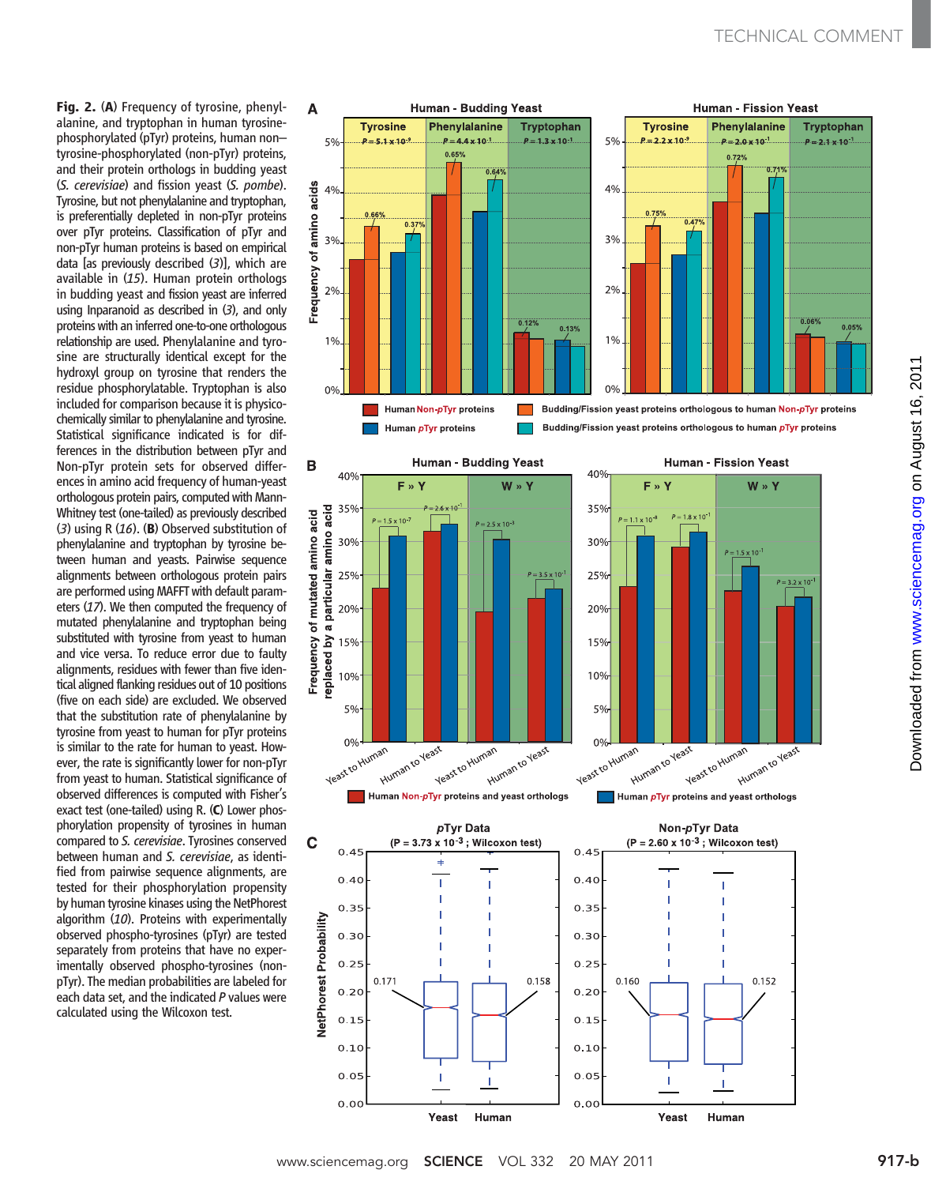**Fig. 2.** (**A**) Frequency of tyrosine, phenylalanine, and tryptophan in human tyrosine-phosphorylated (pTyr) proteins, human non–tyrosine-phosphorylated (non-pTyr) proteins, and their protein orthologs in budding yeast (*S. cerevisiae*) and fission yeast (*S. pombe*). Tyrosine, but not phenylalanine and tryptophan, is preferentially depleted in non-pTyr proteins over pTyr proteins. Classification of pTyr and non-pTyr human proteins is based on empirical data [as previously described (*3*)], which are available in (*15*). Human protein orthologs in budding yeast and fission yeast are inferred using Inparanoid as described in (*3*), and only proteins with an inferred one-to-one orthologous relationship are used. Phenylalanine and tyrosine are structurally identical except for the hydroxyl group on tyrosine that renders the residue phosphorylatable. Tryptophan is also included for comparison because it is physicochemically similar to phenylalanine and tyrosine. Statistical significance indicated is for differences in the distribution between pTyr and Non-pTyr protein sets for observed differences in amino acid frequency of human-yeast orthologous protein pairs, computed with Mann-Whitney test (one-tailed) as previously described (*3*) using R (*16*). (**B**) Observed substitution of phenylalanine and tryptophan by tyrosine between human and yeasts. Pairwise sequence alignments between orthologous protein pairs are performed using MAFFT with default parameters (*17*). We then computed the frequency of mutated phenylalanine and tryptophan being substituted with tyrosine from yeast to human and vice versa. To reduce error due to faulty alignments, residues with fewer than five identical aligned flanking residues out of 10 positions (five on each side) are excluded. We observed that the substitution rate of phenylalanine by tyrosine from yeast to human for pTyr proteins is similar to the rate for human to yeast. However, the rate is significantly lower for non-pTyr from yeast to human. Statistical significance of observed differences is computed with Fisher's exact test (one-tailed) using R. (**C**) Lower phosphorylation propensity of tyrosines in human compared to *S. cerevisiae*. Tyrosines conserved between human and *S. cerevisiae*, as identified from pairwise sequence alignments, are tested for their phosphorylation propensity by human tyrosine kinases using the NetPhorest algorithm (*10*). Proteins with experimentally observed phospho-tyrosines (pTyr) are tested separately from proteins that have no experimentally observed phospho-tyrosines (non-pTyr). The median probabilities are labeled for each data set, and the indicated *P* values were calculated using the Wilcoxon test.

A

Human - Budding Yeast

Tyrosine $P = 5.1 \times 10^{-9}$ | Phenylalanine $P = 4.4 \times 10^{-1}$ | Tryptophan $P = 1.3 \times 10^{-1}$

0.66% 0.37% 0.65% 0.64% 0.12% 0.13%

Human - Fission Yeast

Tyrosine $P = 2.2 \times 10^{-9}$ | Phenylalanine $P = 2.0 \times 10^{-1}$ | Tryptophan $P = 2.1 \times 10^{-1}$

0.75% 0.47% 0.72% 0.71% 0.06% 0.05%

Frequency of amino acids

0% 1% 2% 3% 4% 5%

Human Non-pTyr proteins
Human pTyr proteins
Budding/Fission yeast proteins orthologous to human Non-pTyr proteins
Budding/Fission yeast proteins orthologous to human pTyr proteins

B

Human - Budding Yeast

F » Y: $P = 1.5 \times 10^{-7}$, $P = 2.6 \times 10^{-1}$
W » Y: $P = 2.5 \times 10^{-3}$, $P = 3.5 \times 10^{-1}$

Human - Fission Yeast

F » Y: $P = 1.1 \times 10^{-8}$, $P = 1.8 \times 10^{-1}$
W » Y: $P = 1.5 \times 10^{-1}$, $P = 3.2 \times 10^{-1}$

Frequency of mutated amino acid replaced by a particular amino acid

0% 5% 10% 15% 20% 25% 30% 35% 40%

Yeast to Human, Human to Yeast, Yeast to Human, Human to Yeast

Human Non-pTyr proteins and yeast orthologs
Human pTyr proteins and yeast orthologs

C

pTyr Data ($P = 3.73 \times 10^{-3}$ ; Wilcoxon test)

0.171 0.158

Non-pTyr Data ($P = 2.60 \times 10^{-3}$ ; Wilcoxon test)

0.160 0.152

NetPhorest Probability

0.00 0.05 0.10 0.15 0.20 0.25 0.30 0.35 0.40 0.45

Yeast Human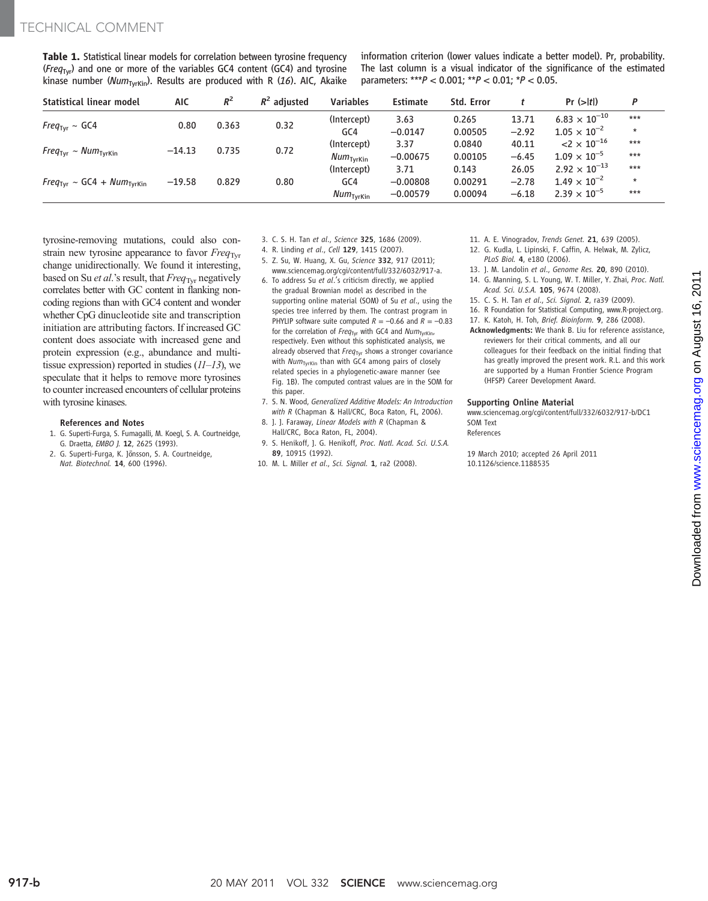**Table 1.** Statistical linear models for correlation between tyrosine frequency ($Freq_{Tyr}$) and one or more of the variables GC4 content (GC4) and tyrosine kinase number ($Num_{TyrKin}$). Results are produced with R (*16*). AIC, Akaike information criterion (lower values indicate a better model). Pr, probability. The last column is a visual indicator of the significance of the estimated parameters: ***$P < 0.001$; **$P < 0.01$; *$P < 0.05$.

| Statistical linear model | AIC | $R^2$ | $R^2$ adjusted | Variables | Estimate | Std. Error | t | Pr (>\|t\|) | P |
|---|---|---|---|---|---|---|---|---|---|
| $Freq_{Tyr} \sim$ GC4 | 0.80 | 0.363 | 0.32 | (Intercept) | 3.63 | 0.265 | 13.71 | $6.83 \times 10^{-10}$ | *** |
| | | | | GC4 | −0.0147 | 0.00505 | −2.92 | $1.05 \times 10^{-2}$ | * |
| $Freq_{Tyr} \sim Num_{TyrKin}$ | −14.13 | 0.735 | 0.72 | (Intercept) | 3.37 | 0.0840 | 40.11 | $<2 \times 10^{-16}$ | *** |
| | | | | $Num_{TyrKin}$ | −0.00675 | 0.00105 | −6.45 | $1.09 \times 10^{-5}$ | *** |
| $Freq_{Tyr} \sim$ GC4 + $Num_{TyrKin}$ | −19.58 | 0.829 | 0.80 | (Intercept) | 3.71 | 0.143 | 26.05 | $2.92 \times 10^{-13}$ | *** |
| | | | | GC4 | −0.00808 | 0.00291 | −2.78 | $1.49 \times 10^{-2}$ | * |
| | | | | $Num_{TyrKin}$ | −0.00579 | 0.00094 | −6.18 | $2.39 \times 10^{-5}$ | *** |

tyrosine-removing mutations, could also constrain new tyrosine appearance to favor $Freq_{Tyr}$ change unidirectionally. We found it interesting, based on Su *et al.*'s result, that $Freq_{Tyr}$ negatively correlates better with GC content in flanking noncoding regions than with GC4 content and wonder whether CpG dinucleotide site and transcription initiation are attributing factors. If increased GC content does associate with increased gene and protein expression (e.g., abundance and multitissue expression) reported in studies (*11–13*), we speculate that it helps to remove more tyrosines to counter increased encounters of cellular proteins with tyrosine kinases.

### References and Notes

1. G. Superti-Furga, S. Fumagalli, M. Koegl, S. A. Courtneidge, G. Draetta, *EMBO J.* **12**, 2625 (1993).
2. G. Superti-Furga, K. Jönsson, S. A. Courtneidge, *Nat. Biotechnol.* **14**, 600 (1996).
3. C. S. H. Tan *et al.*, *Science* **325**, 1686 (2009).
4. R. Linding *et al.*, *Cell* **129**, 1415 (2007).
5. Z. Su, W. Huang, X. Gu, *Science* **332**, 917 (2011); www.sciencemag.org/cgi/content/full/332/6032/917-a.
6. To address Su *et al.*'s criticism directly, we applied the gradual Brownian model as described in the supporting online material (SOM) of Su *et al.*, using the species tree inferred by them. The contrast program in PHYLIP software suite computed $R = -0.66$ and $R = -0.83$ for the correlation of $Freq_{Tyr}$ with GC4 and $Num_{TyrKin}$, respectively. Even without this sophisticated analysis, we already observed that $Freq_{Tyr}$ shows a stronger covariance with $Num_{TyrKin}$ than with GC4 among pairs of closely related species in a phylogenetic-aware manner (see Fig. 1B). The computed contrast values are in the SOM for this paper.
7. S. N. Wood, *Generalized Additive Models: An Introduction with R* (Chapman & Hall/CRC, Boca Raton, FL, 2006).
8. J. J. Faraway, *Linear Models with R* (Chapman & Hall/CRC, Boca Raton, FL, 2004).
9. S. Henikoff, J. G. Henikoff, *Proc. Natl. Acad. Sci. U.S.A.* **89**, 10915 (1992).
10. M. L. Miller *et al.*, *Sci. Signal.* **1**, ra2 (2008).
11. A. E. Vinogradov, *Trends Genet.* **21**, 639 (2005).
12. G. Kudla, L. Lipinski, F. Caffin, A. Helwak, M. Zylicz, *PLoS Biol.* **4**, e180 (2006).
13. J. M. Landolin *et al.*, *Genome Res.* **20**, 890 (2010).
14. G. Manning, S. L. Young, W. T. Miller, Y. Zhai, *Proc. Natl. Acad. Sci. U.S.A.* **105**, 9674 (2008).
15. C. S. H. Tan *et al.*, *Sci. Signal.* **2**, ra39 (2009).
16. R Foundation for Statistical Computing, www.R-project.org.
17. K. Katoh, H. Toh, *Brief. Bioinform.* **9**, 286 (2008).

**Acknowledgments:** We thank B. Liu for reference assistance, reviewers for their critical comments, and all our colleagues for their feedback on the initial finding that has greatly improved the present work. R.L. and this work are supported by a Human Frontier Science Program (HFSP) Career Development Award.

### Supporting Online Material

www.sciencemag.org/cgi/content/full/332/6032/917-b/DC1
SOM Text
References

19 March 2010; accepted 26 April 2011
10.1126/science.1188535